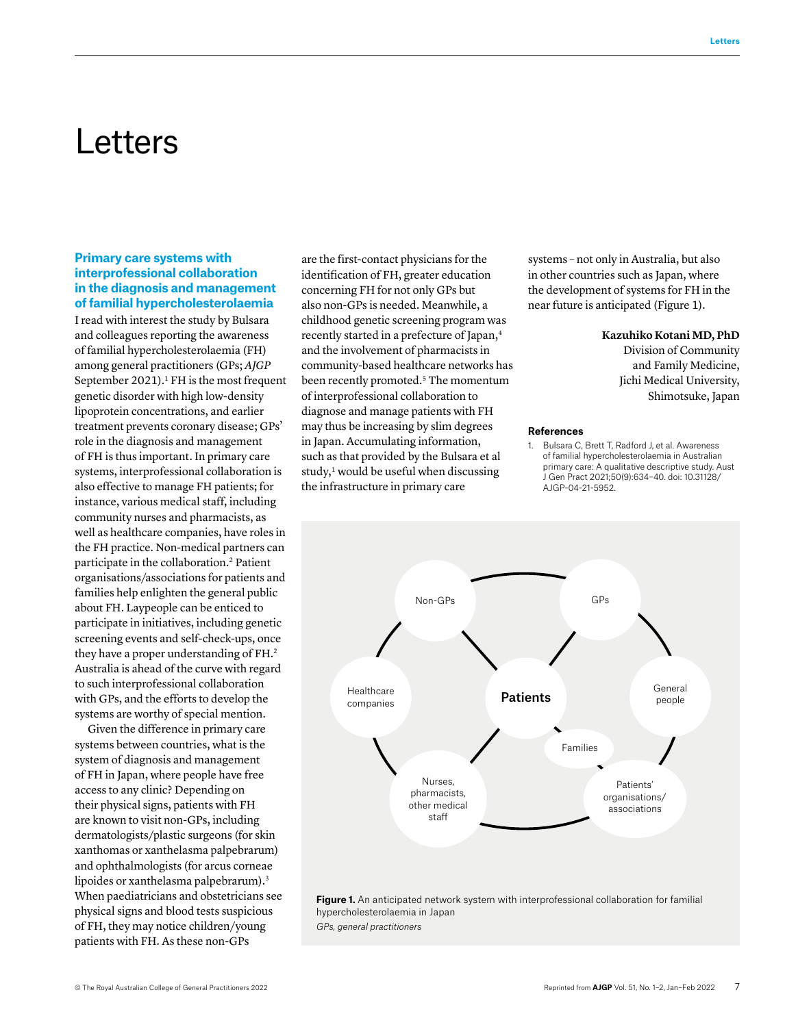# Letters

### Primary care systems with interprofessional collaboration in the diagnosis and management of familial hypercholesterolaemia

I read with interest the study by Bulsara and colleagues reporting the awareness of familial hypercholesterolaemia (FH) among general practitioners (GPs; *AJGP* September 2021).[1] FH is the most frequent genetic disorder with high low-density lipoprotein concentrations, and earlier treatment prevents coronary disease; GPs' role in the diagnosis and management of FH is thus important. In primary care systems, interprofessional collaboration is also effective to manage FH patients; for instance, various medical staff, including community nurses and pharmacists, as well as healthcare companies, have roles in the FH practice. Non-medical partners can participate in the collaboration.[2] Patient organisations/associations for patients and families help enlighten the general public about FH. Laypeople can be enticed to participate in initiatives, including genetic screening events and self-check-ups, once they have a proper understanding of FH.[2] Australia is ahead of the curve with regard to such interprofessional collaboration with GPs, and the efforts to develop the systems are worthy of special mention.

Given the difference in primary care systems between countries, what is the system of diagnosis and management of FH in Japan, where people have free access to any clinic? Depending on their physical signs, patients with FH are known to visit non-GPs, including dermatologists/plastic surgeons (for skin xanthomas or xanthelasma palpebrarum) and ophthalmologists (for arcus corneae lipoides or xanthelasma palpebrarum).[3] When paediatricians and obstetricians see physical signs and blood tests suspicious of FH, they may notice children/young patients with FH. As these non-GPs are the first-contact physicians for the identification of FH, greater education concerning FH for not only GPs but also non-GPs is needed. Meanwhile, a childhood genetic screening program was recently started in a prefecture of Japan,[4] and the involvement of pharmacists in community-based healthcare networks has been recently promoted.[5] The momentum of interprofessional collaboration to diagnose and manage patients with FH may thus be increasing by slim degrees in Japan. Accumulating information, such as that provided by the Bulsara et al study,[1] would be useful when discussing the infrastructure in primary care systems – not only in Australia, but also in other countries such as Japan, where the development of systems for FH in the near future is anticipated (Figure 1).

**Kazuhiko Kotani MD, PhD**
Division of Community and Family Medicine, Jichi Medical University, Shimotsuke, Japan

#### References

1. Bulsara C, Brett T, Radford J, et al. Awareness of familial hypercholesterolaemia in Australian primary care: A qualitative descriptive study. Aust J Gen Pract 2021;50(9):634–40. doi: 10.31128/AJGP-04-21-5952.

Non-GPs | GPs | Healthcare companies | Patients | General people | Families | Nurses, pharmacists, other medical staff | Patients' organisations/associations

**Figure 1.** An anticipated network system with interprofessional collaboration for familial hypercholesterolaemia in Japan
*GPs, general practitioners*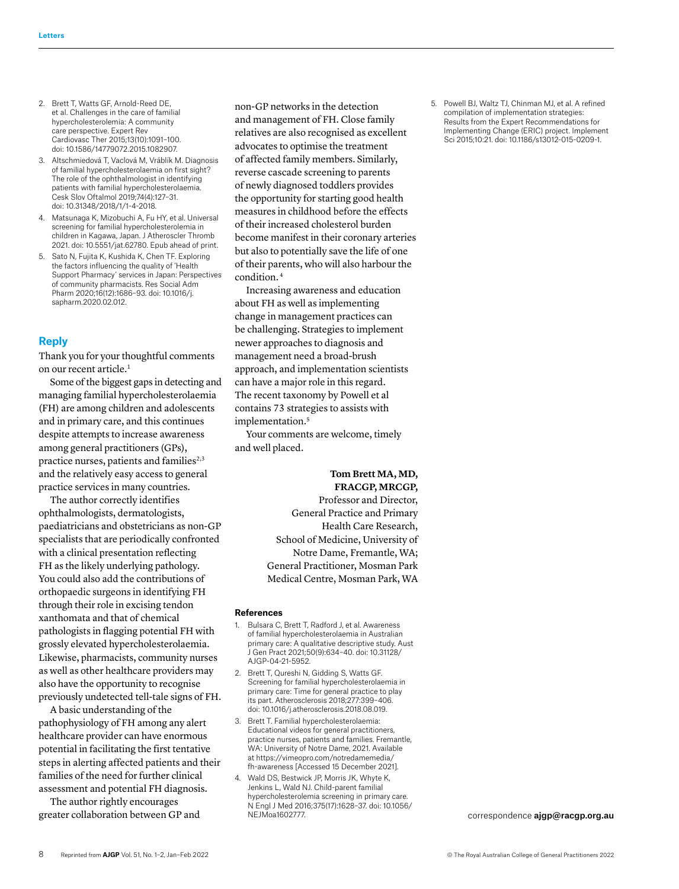2. Brett T, Watts GF, Arnold-Reed DE, et al. Challenges in the care of familial hypercholesterolemia: A community care perspective. Expert Rev Cardiovasc Ther 2015;13(10):1091–100. doi: 10.1586/14779072.2015.1082907.
3. Altschmiedová T, Vaclová M, Vráblík M. Diagnosis of familial hypercholesterolaemia on first sight? The role of the ophthalmologist in identifying patients with familial hypercholesterolaemia. Cesk Slov Oftalmol 2019;74(4):127–31. doi: 10.31348/2018/1/1-4-2018.
4. Matsunaga K, Mizobuchi A, Fu HY, et al. Universal screening for familial hypercholesterolemia in children in Kagawa, Japan. J Atheroscler Thromb 2021. doi: 10.5551/jat.62780. Epub ahead of print.
5. Sato N, Fujita K, Kushida K, Chen TF. Exploring the factors influencing the quality of 'Health Support Pharmacy' services in Japan: Perspectives of community pharmacists. Res Social Adm Pharm 2020;16(12):1686–93. doi: 10.1016/j.sapharm.2020.02.012.

## Reply

Thank you for your thoughtful comments on our recent article.[1]

Some of the biggest gaps in detecting and managing familial hypercholesterolaemia (FH) are among children and adolescents and in primary care, and this continues despite attempts to increase awareness among general practitioners (GPs), practice nurses, patients and families[2,3] and the relatively easy access to general practice services in many countries.

The author correctly identifies ophthalmologists, dermatologists, paediatricians and obstetricians as non-GP specialists that are periodically confronted with a clinical presentation reflecting FH as the likely underlying pathology. You could also add the contributions of orthopaedic surgeons in identifying FH through their role in excising tendon xanthomata and that of chemical pathologists in flagging potential FH with grossly elevated hypercholesterolaemia. Likewise, pharmacists, community nurses as well as other healthcare providers may also have the opportunity to recognise previously undetected tell-tale signs of FH.

A basic understanding of the pathophysiology of FH among any alert healthcare provider can have enormous potential in facilitating the first tentative steps in alerting affected patients and their families of the need for further clinical assessment and potential FH diagnosis.

The author rightly encourages greater collaboration between GP and non-GP networks in the detection and management of FH. Close family relatives are also recognised as excellent advocates to optimise the treatment of affected family members. Similarly, reverse cascade screening to parents of newly diagnosed toddlers provides the opportunity for starting good health measures in childhood before the effects of their increased cholesterol burden become manifest in their coronary arteries but also to potentially save the life of one of their parents, who will also harbour the condition.[4]

Increasing awareness and education about FH as well as implementing change in management practices can be challenging. Strategies to implement newer approaches to diagnosis and management need a broad-brush approach, and implementation scientists can have a major role in this regard. The recent taxonomy by Powell et al contains 73 strategies to assists with implementation.[5]

Your comments are welcome, timely and well placed.

**Tom Brett MA, MD, FRACGP, MRCGP,**
Professor and Director, General Practice and Primary Health Care Research, School of Medicine, University of Notre Dame, Fremantle, WA; General Practitioner, Mosman Park Medical Centre, Mosman Park, WA

### References

1. Bulsara C, Brett T, Radford J, et al. Awareness of familial hypercholesterolaemia in Australian primary care: A qualitative descriptive study. Aust J Gen Pract 2021;50(9):634–40. doi: 10.31128/AJGP-04-21-5952.
2. Brett T, Qureshi N, Gidding S, Watts GF. Screening for familial hypercholesterolaemia in primary care: Time for general practice to play its part. Atherosclerosis 2018;277:399–406. doi: 10.1016/j.atherosclerosis.2018.08.019.
3. Brett T. Familial hypercholesterolaemia: Educational videos for general practitioners, practice nurses, patients and families. Fremantle, WA: University of Notre Dame, 2021. Available at https://vimeopro.com/notredamemedia/fh-awareness [Accessed 15 December 2021].
4. Wald DS, Bestwick JP, Morris JK, Whyte K, Jenkins L, Wald NJ. Child-parent familial hypercholesterolemia screening in primary care. N Engl J Med 2016;375(17):1628–37. doi: 10.1056/NEJMoa1602777.
5. Powell BJ, Waltz TJ, Chinman MJ, et al. A refined compilation of implementation strategies: Results from the Expert Recommendations for Implementing Change (ERIC) project. Implement Sci 2015;10:21. doi: 10.1186/s13012-015-0209-1.

correspondence **ajgp@racgp.org.au**